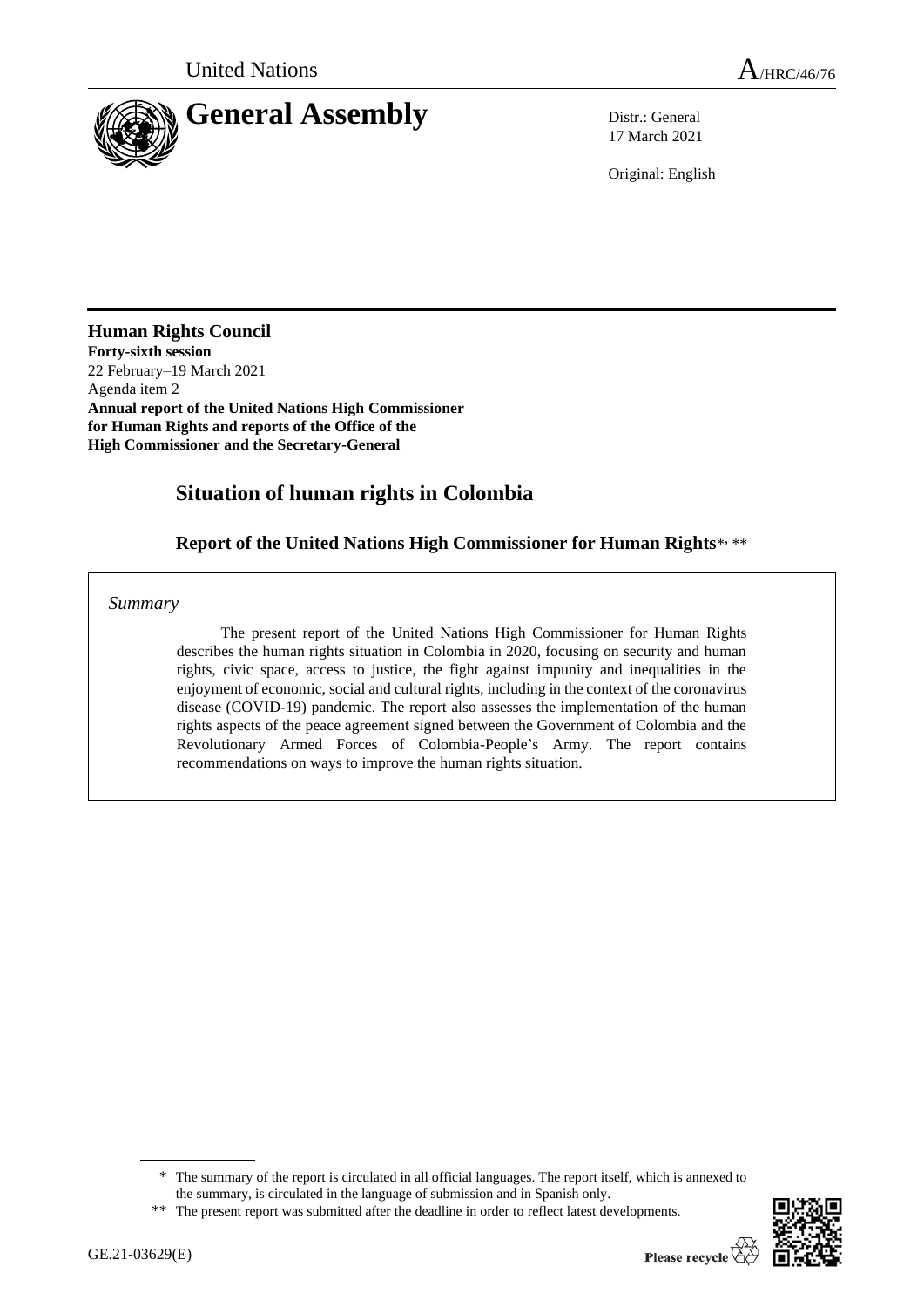United Nations

A/HRC/46/76

# General Assembly

Distr.: General
17 March 2021

Original: English

**Human Rights Council**
**Forty-sixth session**
22 February–19 March 2021
Agenda item 2
**Annual report of the United Nations High Commissioner for Human Rights and reports of the Office of the High Commissioner and the Secretary-General**

## Situation of human rights in Colombia

### Report of the United Nations High Commissioner for Human Rights*, **

*Summary*

The present report of the United Nations High Commissioner for Human Rights describes the human rights situation in Colombia in 2020, focusing on security and human rights, civic space, access to justice, the fight against impunity and inequalities in the enjoyment of economic, social and cultural rights, including in the context of the coronavirus disease (COVID-19) pandemic. The report also assesses the implementation of the human rights aspects of the peace agreement signed between the Government of Colombia and the Revolutionary Armed Forces of Colombia-People's Army. The report contains recommendations on ways to improve the human rights situation.

\* The summary of the report is circulated in all official languages. The report itself, which is annexed to the summary, is circulated in the language of submission and in Spanish only.

\*\* The present report was submitted after the deadline in order to reflect latest developments.

GE.21-03629(E)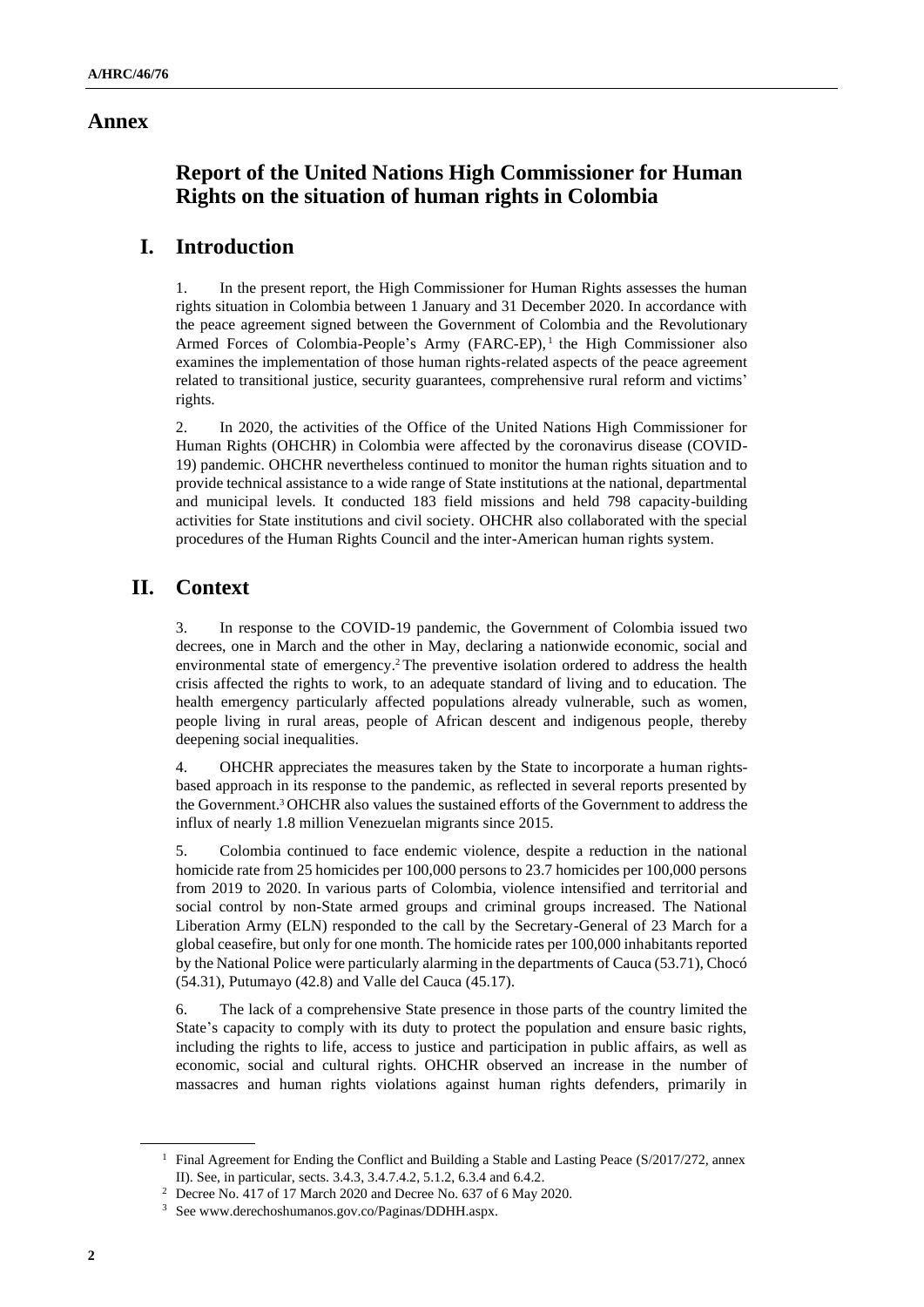# Annex

## Report of the United Nations High Commissioner for Human Rights on the situation of human rights in Colombia

## I. Introduction

1. In the present report, the High Commissioner for Human Rights assesses the human rights situation in Colombia between 1 January and 31 December 2020. In accordance with the peace agreement signed between the Government of Colombia and the Revolutionary Armed Forces of Colombia-People's Army (FARC-EP),[1] the High Commissioner also examines the implementation of those human rights-related aspects of the peace agreement related to transitional justice, security guarantees, comprehensive rural reform and victims' rights.

2. In 2020, the activities of the Office of the United Nations High Commissioner for Human Rights (OHCHR) in Colombia were affected by the coronavirus disease (COVID-19) pandemic. OHCHR nevertheless continued to monitor the human rights situation and to provide technical assistance to a wide range of State institutions at the national, departmental and municipal levels. It conducted 183 field missions and held 798 capacity-building activities for State institutions and civil society. OHCHR also collaborated with the special procedures of the Human Rights Council and the inter-American human rights system.

## II. Context

3. In response to the COVID-19 pandemic, the Government of Colombia issued two decrees, one in March and the other in May, declaring a nationwide economic, social and environmental state of emergency.[2] The preventive isolation ordered to address the health crisis affected the rights to work, to an adequate standard of living and to education. The health emergency particularly affected populations already vulnerable, such as women, people living in rural areas, people of African descent and indigenous people, thereby deepening social inequalities.

4. OHCHR appreciates the measures taken by the State to incorporate a human rights-based approach in its response to the pandemic, as reflected in several reports presented by the Government.[3] OHCHR also values the sustained efforts of the Government to address the influx of nearly 1.8 million Venezuelan migrants since 2015.

5. Colombia continued to face endemic violence, despite a reduction in the national homicide rate from 25 homicides per 100,000 persons to 23.7 homicides per 100,000 persons from 2019 to 2020. In various parts of Colombia, violence intensified and territorial and social control by non-State armed groups and criminal groups increased. The National Liberation Army (ELN) responded to the call by the Secretary-General of 23 March for a global ceasefire, but only for one month. The homicide rates per 100,000 inhabitants reported by the National Police were particularly alarming in the departments of Cauca (53.71), Chocó (54.31), Putumayo (42.8) and Valle del Cauca (45.17).

6. The lack of a comprehensive State presence in those parts of the country limited the State's capacity to comply with its duty to protect the population and ensure basic rights, including the rights to life, access to justice and participation in public affairs, as well as economic, social and cultural rights. OHCHR observed an increase in the number of massacres and human rights violations against human rights defenders, primarily in

---

[1] Final Agreement for Ending the Conflict and Building a Stable and Lasting Peace (S/2017/272, annex II). See, in particular, sects. 3.4.3, 3.4.7.4.2, 5.1.2, 6.3.4 and 6.4.2.

[2] Decree No. 417 of 17 March 2020 and Decree No. 637 of 6 May 2020.

[3] See www.derechoshumanos.gov.co/Paginas/DDHH.aspx.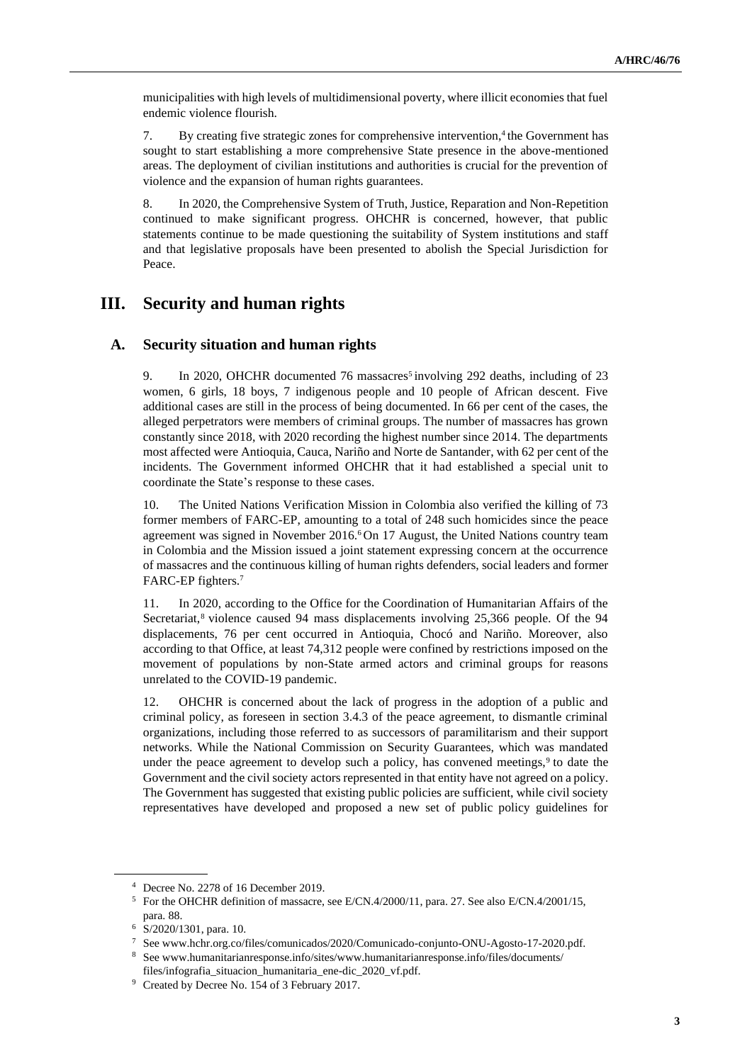municipalities with high levels of multidimensional poverty, where illicit economies that fuel endemic violence flourish.

7. By creating five strategic zones for comprehensive intervention,[4] the Government has sought to start establishing a more comprehensive State presence in the above-mentioned areas. The deployment of civilian institutions and authorities is crucial for the prevention of violence and the expansion of human rights guarantees.

8. In 2020, the Comprehensive System of Truth, Justice, Reparation and Non-Repetition continued to make significant progress. OHCHR is concerned, however, that public statements continue to be made questioning the suitability of System institutions and staff and that legislative proposals have been presented to abolish the Special Jurisdiction for Peace.

## III. Security and human rights

### A. Security situation and human rights

9. In 2020, OHCHR documented 76 massacres[5] involving 292 deaths, including of 23 women, 6 girls, 18 boys, 7 indigenous people and 10 people of African descent. Five additional cases are still in the process of being documented. In 66 per cent of the cases, the alleged perpetrators were members of criminal groups. The number of massacres has grown constantly since 2018, with 2020 recording the highest number since 2014. The departments most affected were Antioquia, Cauca, Nariño and Norte de Santander, with 62 per cent of the incidents. The Government informed OHCHR that it had established a special unit to coordinate the State's response to these cases.

10. The United Nations Verification Mission in Colombia also verified the killing of 73 former members of FARC-EP, amounting to a total of 248 such homicides since the peace agreement was signed in November 2016.[6] On 17 August, the United Nations country team in Colombia and the Mission issued a joint statement expressing concern at the occurrence of massacres and the continuous killing of human rights defenders, social leaders and former FARC-EP fighters.[7]

11. In 2020, according to the Office for the Coordination of Humanitarian Affairs of the Secretariat,[8] violence caused 94 mass displacements involving 25,366 people. Of the 94 displacements, 76 per cent occurred in Antioquia, Chocó and Nariño. Moreover, also according to that Office, at least 74,312 people were confined by restrictions imposed on the movement of populations by non-State armed actors and criminal groups for reasons unrelated to the COVID-19 pandemic.

12. OHCHR is concerned about the lack of progress in the adoption of a public and criminal policy, as foreseen in section 3.4.3 of the peace agreement, to dismantle criminal organizations, including those referred to as successors of paramilitarism and their support networks. While the National Commission on Security Guarantees, which was mandated under the peace agreement to develop such a policy, has convened meetings,[9] to date the Government and the civil society actors represented in that entity have not agreed on a policy. The Government has suggested that existing public policies are sufficient, while civil society representatives have developed and proposed a new set of public policy guidelines for

---

[4] Decree No. 2278 of 16 December 2019.

[5] For the OHCHR definition of massacre, see E/CN.4/2000/11, para. 27. See also E/CN.4/2001/15, para. 88.

[6] S/2020/1301, para. 10.

[7] See www.hchr.org.co/files/comunicados/2020/Comunicado-conjunto-ONU-Agosto-17-2020.pdf.

[8] See www.humanitarianresponse.info/sites/www.humanitarianresponse.info/files/documents/files/infografia_situacion_humanitaria_ene-dic_2020_vf.pdf.

[9] Created by Decree No. 154 of 3 February 2017.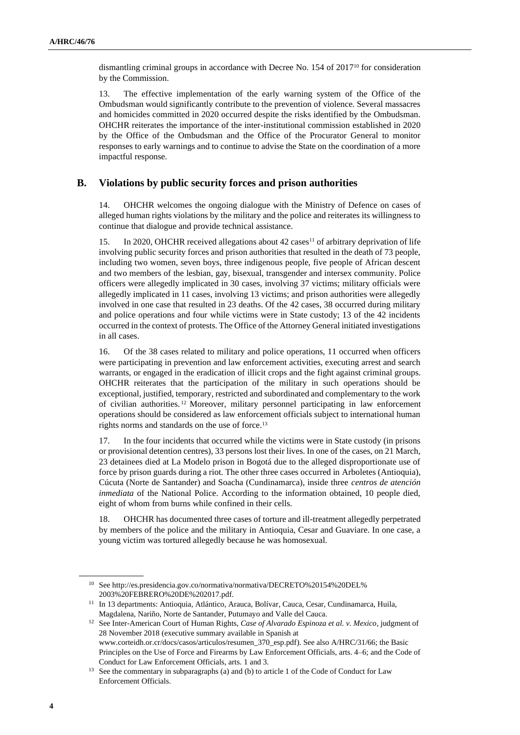dismantling criminal groups in accordance with Decree No. 154 of 2017[10] for consideration by the Commission.

13. The effective implementation of the early warning system of the Office of the Ombudsman would significantly contribute to the prevention of violence. Several massacres and homicides committed in 2020 occurred despite the risks identified by the Ombudsman. OHCHR reiterates the importance of the inter-institutional commission established in 2020 by the Office of the Ombudsman and the Office of the Procurator General to monitor responses to early warnings and to continue to advise the State on the coordination of a more impactful response.

## B. Violations by public security forces and prison authorities

14. OHCHR welcomes the ongoing dialogue with the Ministry of Defence on cases of alleged human rights violations by the military and the police and reiterates its willingness to continue that dialogue and provide technical assistance.

15. In 2020, OHCHR received allegations about 42 cases[11] of arbitrary deprivation of life involving public security forces and prison authorities that resulted in the death of 73 people, including two women, seven boys, three indigenous people, five people of African descent and two members of the lesbian, gay, bisexual, transgender and intersex community. Police officers were allegedly implicated in 30 cases, involving 37 victims; military officials were allegedly implicated in 11 cases, involving 13 victims; and prison authorities were allegedly involved in one case that resulted in 23 deaths. Of the 42 cases, 38 occurred during military and police operations and four while victims were in State custody; 13 of the 42 incidents occurred in the context of protests. The Office of the Attorney General initiated investigations in all cases.

16. Of the 38 cases related to military and police operations, 11 occurred when officers were participating in prevention and law enforcement activities, executing arrest and search warrants, or engaged in the eradication of illicit crops and the fight against criminal groups. OHCHR reiterates that the participation of the military in such operations should be exceptional, justified, temporary, restricted and subordinated and complementary to the work of civilian authorities.[12] Moreover, military personnel participating in law enforcement operations should be considered as law enforcement officials subject to international human rights norms and standards on the use of force.[13]

17. In the four incidents that occurred while the victims were in State custody (in prisons or provisional detention centres), 33 persons lost their lives. In one of the cases, on 21 March, 23 detainees died at La Modelo prison in Bogotá due to the alleged disproportionate use of force by prison guards during a riot. The other three cases occurred in Arboletes (Antioquia), Cúcuta (Norte de Santander) and Soacha (Cundinamarca), inside three *centros de atención inmediata* of the National Police. According to the information obtained, 10 people died, eight of whom from burns while confined in their cells.

18. OHCHR has documented three cases of torture and ill-treatment allegedly perpetrated by members of the police and the military in Antioquia, Cesar and Guaviare. In one case, a young victim was tortured allegedly because he was homosexual.

---

[10] See http://es.presidencia.gov.co/normativa/normativa/DECRETO%20154%20DEL%2003%20FEBRERO%20DE%202017.pdf.

[11] In 13 departments: Antioquia, Atlántico, Arauca, Bolívar, Cauca, Cesar, Cundinamarca, Huila, Magdalena, Nariño, Norte de Santander, Putumayo and Valle del Cauca.

[12] See Inter-American Court of Human Rights, *Case of Alvarado Espinoza et al. v. Mexico*, judgment of 28 November 2018 (executive summary available in Spanish at www.corteidh.or.cr/docs/casos/articulos/resumen_370_esp.pdf). See also A/HRC/31/66; the Basic Principles on the Use of Force and Firearms by Law Enforcement Officials, arts. 4–6; and the Code of Conduct for Law Enforcement Officials, arts. 1 and 3.

[13] See the commentary in subparagraphs (a) and (b) to article 1 of the Code of Conduct for Law Enforcement Officials.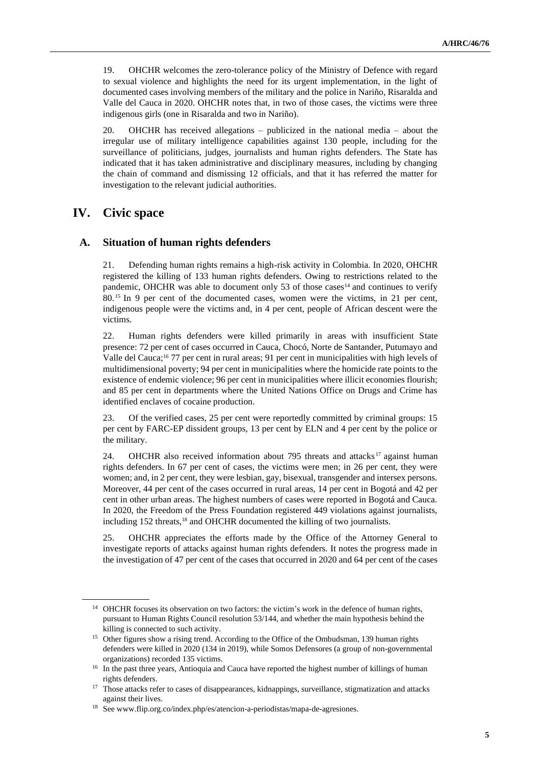19. OHCHR welcomes the zero-tolerance policy of the Ministry of Defence with regard to sexual violence and highlights the need for its urgent implementation, in the light of documented cases involving members of the military and the police in Nariño, Risaralda and Valle del Cauca in 2020. OHCHR notes that, in two of those cases, the victims were three indigenous girls (one in Risaralda and two in Nariño).

20. OHCHR has received allegations – publicized in the national media – about the irregular use of military intelligence capabilities against 130 people, including for the surveillance of politicians, judges, journalists and human rights defenders. The State has indicated that it has taken administrative and disciplinary measures, including by changing the chain of command and dismissing 12 officials, and that it has referred the matter for investigation to the relevant judicial authorities.

# IV. Civic space

## A. Situation of human rights defenders

21. Defending human rights remains a high-risk activity in Colombia. In 2020, OHCHR registered the killing of 133 human rights defenders. Owing to restrictions related to the pandemic, OHCHR was able to document only 53 of those cases[14] and continues to verify 80.[15] In 9 per cent of the documented cases, women were the victims, in 21 per cent, indigenous people were the victims and, in 4 per cent, people of African descent were the victims.

22. Human rights defenders were killed primarily in areas with insufficient State presence: 72 per cent of cases occurred in Cauca, Chocó, Norte de Santander, Putumayo and Valle del Cauca;[16] 77 per cent in rural areas; 91 per cent in municipalities with high levels of multidimensional poverty; 94 per cent in municipalities where the homicide rate points to the existence of endemic violence; 96 per cent in municipalities where illicit economies flourish; and 85 per cent in departments where the United Nations Office on Drugs and Crime has identified enclaves of cocaine production.

23. Of the verified cases, 25 per cent were reportedly committed by criminal groups: 15 per cent by FARC-EP dissident groups, 13 per cent by ELN and 4 per cent by the police or the military.

24. OHCHR also received information about 795 threats and attacks[17] against human rights defenders. In 67 per cent of cases, the victims were men; in 26 per cent, they were women; and, in 2 per cent, they were lesbian, gay, bisexual, transgender and intersex persons. Moreover, 44 per cent of the cases occurred in rural areas, 14 per cent in Bogotá and 42 per cent in other urban areas. The highest numbers of cases were reported in Bogotá and Cauca. In 2020, the Freedom of the Press Foundation registered 449 violations against journalists, including 152 threats,[18] and OHCHR documented the killing of two journalists.

25. OHCHR appreciates the efforts made by the Office of the Attorney General to investigate reports of attacks against human rights defenders. It notes the progress made in the investigation of 47 per cent of the cases that occurred in 2020 and 64 per cent of the cases

---

[14] OHCHR focuses its observation on two factors: the victim's work in the defence of human rights, pursuant to Human Rights Council resolution 53/144, and whether the main hypothesis behind the killing is connected to such activity.

[15] Other figures show a rising trend. According to the Office of the Ombudsman, 139 human rights defenders were killed in 2020 (134 in 2019), while Somos Defensores (a group of non-governmental organizations) recorded 135 victims.

[16] In the past three years, Antioquia and Cauca have reported the highest number of killings of human rights defenders.

[17] Those attacks refer to cases of disappearances, kidnappings, surveillance, stigmatization and attacks against their lives.

[18] See www.flip.org.co/index.php/es/atencion-a-periodistas/mapa-de-agresiones.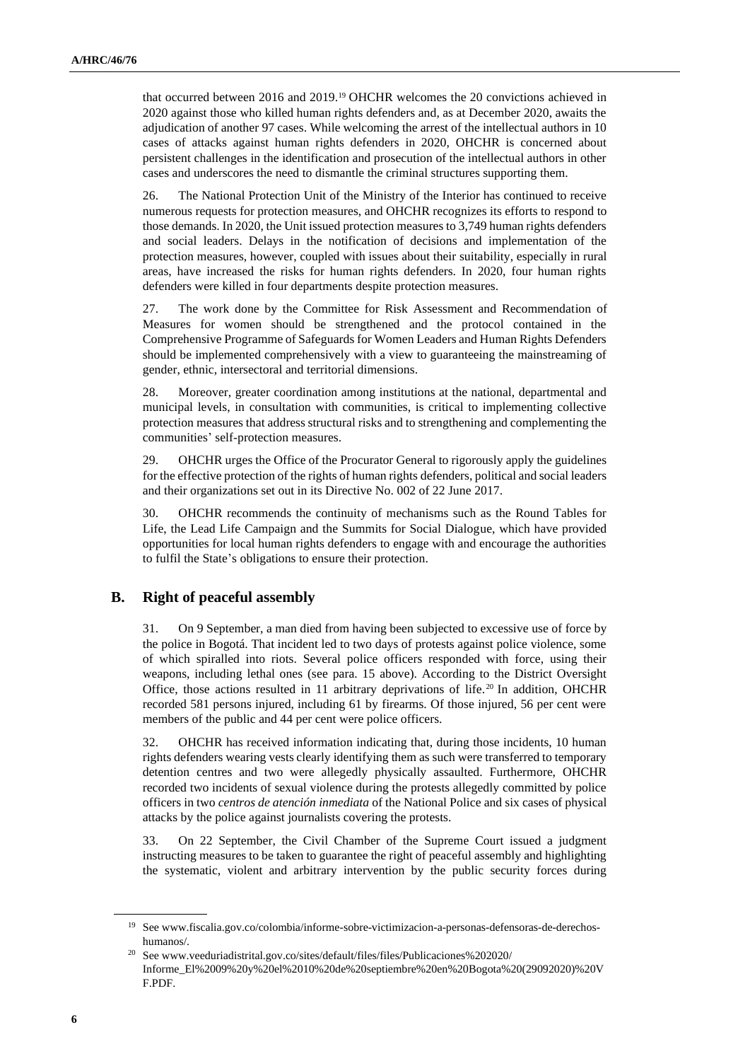that occurred between 2016 and 2019.[19] OHCHR welcomes the 20 convictions achieved in 2020 against those who killed human rights defenders and, as at December 2020, awaits the adjudication of another 97 cases. While welcoming the arrest of the intellectual authors in 10 cases of attacks against human rights defenders in 2020, OHCHR is concerned about persistent challenges in the identification and prosecution of the intellectual authors in other cases and underscores the need to dismantle the criminal structures supporting them.

26. The National Protection Unit of the Ministry of the Interior has continued to receive numerous requests for protection measures, and OHCHR recognizes its efforts to respond to those demands. In 2020, the Unit issued protection measures to 3,749 human rights defenders and social leaders. Delays in the notification of decisions and implementation of the protection measures, however, coupled with issues about their suitability, especially in rural areas, have increased the risks for human rights defenders. In 2020, four human rights defenders were killed in four departments despite protection measures.

27. The work done by the Committee for Risk Assessment and Recommendation of Measures for women should be strengthened and the protocol contained in the Comprehensive Programme of Safeguards for Women Leaders and Human Rights Defenders should be implemented comprehensively with a view to guaranteeing the mainstreaming of gender, ethnic, intersectoral and territorial dimensions.

28. Moreover, greater coordination among institutions at the national, departmental and municipal levels, in consultation with communities, is critical to implementing collective protection measures that address structural risks and to strengthening and complementing the communities' self-protection measures.

29. OHCHR urges the Office of the Procurator General to rigorously apply the guidelines for the effective protection of the rights of human rights defenders, political and social leaders and their organizations set out in its Directive No. 002 of 22 June 2017.

30. OHCHR recommends the continuity of mechanisms such as the Round Tables for Life, the Lead Life Campaign and the Summits for Social Dialogue, which have provided opportunities for local human rights defenders to engage with and encourage the authorities to fulfil the State's obligations to ensure their protection.

## B. Right of peaceful assembly

31. On 9 September, a man died from having been subjected to excessive use of force by the police in Bogotá. That incident led to two days of protests against police violence, some of which spiralled into riots. Several police officers responded with force, using their weapons, including lethal ones (see para. 15 above). According to the District Oversight Office, those actions resulted in 11 arbitrary deprivations of life.[20] In addition, OHCHR recorded 581 persons injured, including 61 by firearms. Of those injured, 56 per cent were members of the public and 44 per cent were police officers.

32. OHCHR has received information indicating that, during those incidents, 10 human rights defenders wearing vests clearly identifying them as such were transferred to temporary detention centres and two were allegedly physically assaulted. Furthermore, OHCHR recorded two incidents of sexual violence during the protests allegedly committed by police officers in two *centros de atención inmediata* of the National Police and six cases of physical attacks by the police against journalists covering the protests.

33. On 22 September, the Civil Chamber of the Supreme Court issued a judgment instructing measures to be taken to guarantee the right of peaceful assembly and highlighting the systematic, violent and arbitrary intervention by the public security forces during

---

[19] See www.fiscalia.gov.co/colombia/informe-sobre-victimizacion-a-personas-defensoras-de-derechos-humanos/.

[20] See www.veeduriadistrital.gov.co/sites/default/files/files/Publicaciones%202020/Informe_El%2009%20y%20el%2010%20de%20septiembre%20en%20Bogota%20(29092020)%20VF.PDF.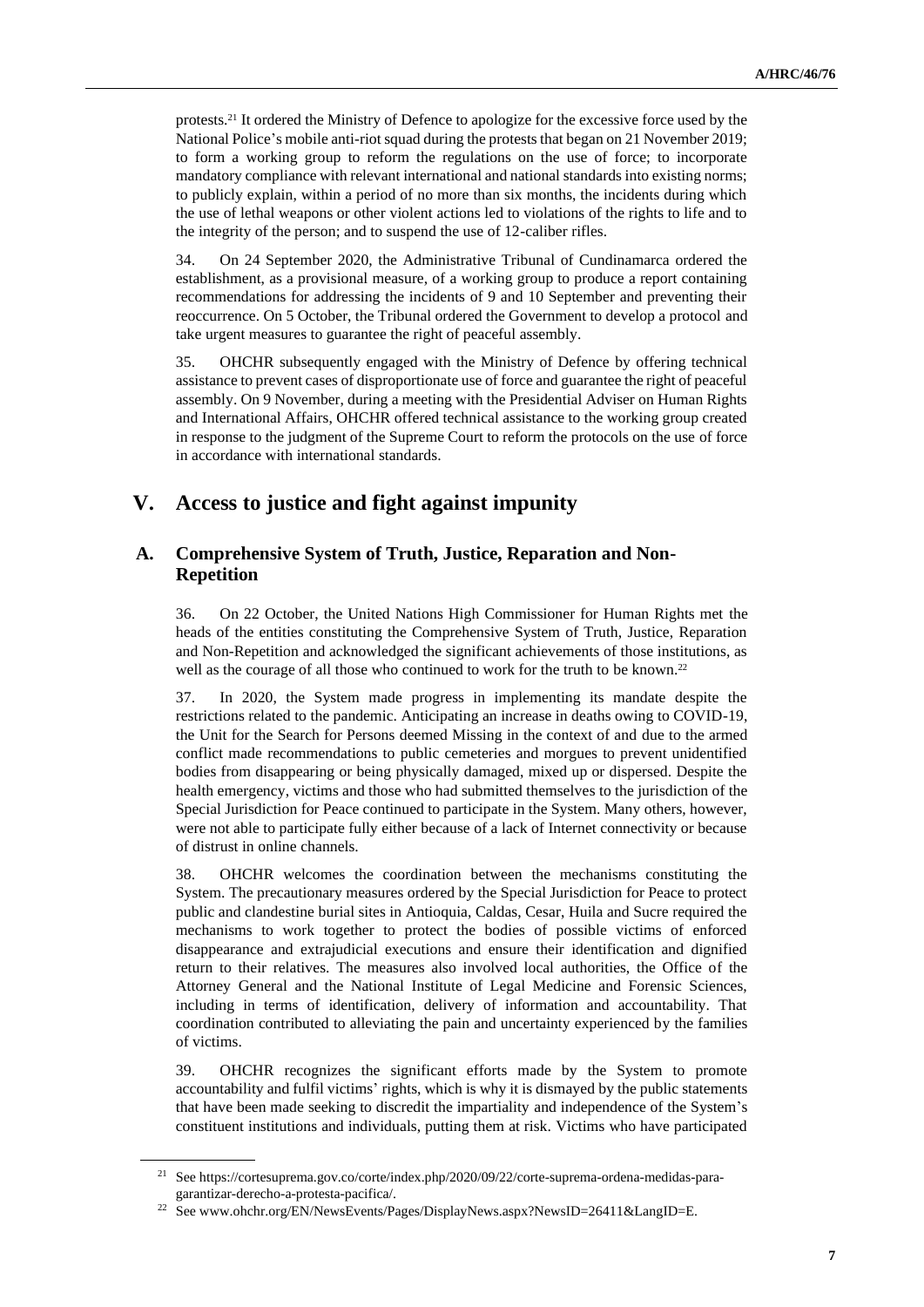protests.[21] It ordered the Ministry of Defence to apologize for the excessive force used by the National Police's mobile anti-riot squad during the protests that began on 21 November 2019; to form a working group to reform the regulations on the use of force; to incorporate mandatory compliance with relevant international and national standards into existing norms; to publicly explain, within a period of no more than six months, the incidents during which the use of lethal weapons or other violent actions led to violations of the rights to life and to the integrity of the person; and to suspend the use of 12-caliber rifles.

34. On 24 September 2020, the Administrative Tribunal of Cundinamarca ordered the establishment, as a provisional measure, of a working group to produce a report containing recommendations for addressing the incidents of 9 and 10 September and preventing their reoccurrence. On 5 October, the Tribunal ordered the Government to develop a protocol and take urgent measures to guarantee the right of peaceful assembly.

35. OHCHR subsequently engaged with the Ministry of Defence by offering technical assistance to prevent cases of disproportionate use of force and guarantee the right of peaceful assembly. On 9 November, during a meeting with the Presidential Adviser on Human Rights and International Affairs, OHCHR offered technical assistance to the working group created in response to the judgment of the Supreme Court to reform the protocols on the use of force in accordance with international standards.

## V. Access to justice and fight against impunity

### A. Comprehensive System of Truth, Justice, Reparation and Non-Repetition

36. On 22 October, the United Nations High Commissioner for Human Rights met the heads of the entities constituting the Comprehensive System of Truth, Justice, Reparation and Non-Repetition and acknowledged the significant achievements of those institutions, as well as the courage of all those who continued to work for the truth to be known.[22]

37. In 2020, the System made progress in implementing its mandate despite the restrictions related to the pandemic. Anticipating an increase in deaths owing to COVID-19, the Unit for the Search for Persons deemed Missing in the context of and due to the armed conflict made recommendations to public cemeteries and morgues to prevent unidentified bodies from disappearing or being physically damaged, mixed up or dispersed. Despite the health emergency, victims and those who had submitted themselves to the jurisdiction of the Special Jurisdiction for Peace continued to participate in the System. Many others, however, were not able to participate fully either because of a lack of Internet connectivity or because of distrust in online channels.

38. OHCHR welcomes the coordination between the mechanisms constituting the System. The precautionary measures ordered by the Special Jurisdiction for Peace to protect public and clandestine burial sites in Antioquia, Caldas, Cesar, Huila and Sucre required the mechanisms to work together to protect the bodies of possible victims of enforced disappearance and extrajudicial executions and ensure their identification and dignified return to their relatives. The measures also involved local authorities, the Office of the Attorney General and the National Institute of Legal Medicine and Forensic Sciences, including in terms of identification, delivery of information and accountability. That coordination contributed to alleviating the pain and uncertainty experienced by the families of victims.

39. OHCHR recognizes the significant efforts made by the System to promote accountability and fulfil victims' rights, which is why it is dismayed by the public statements that have been made seeking to discredit the impartiality and independence of the System's constituent institutions and individuals, putting them at risk. Victims who have participated

---

[21] See https://cortesuprema.gov.co/corte/index.php/2020/09/22/corte-suprema-ordena-medidas-para-garantizar-derecho-a-protesta-pacifica/.

[22] See www.ohchr.org/EN/NewsEvents/Pages/DisplayNews.aspx?NewsID=26411&LangID=E.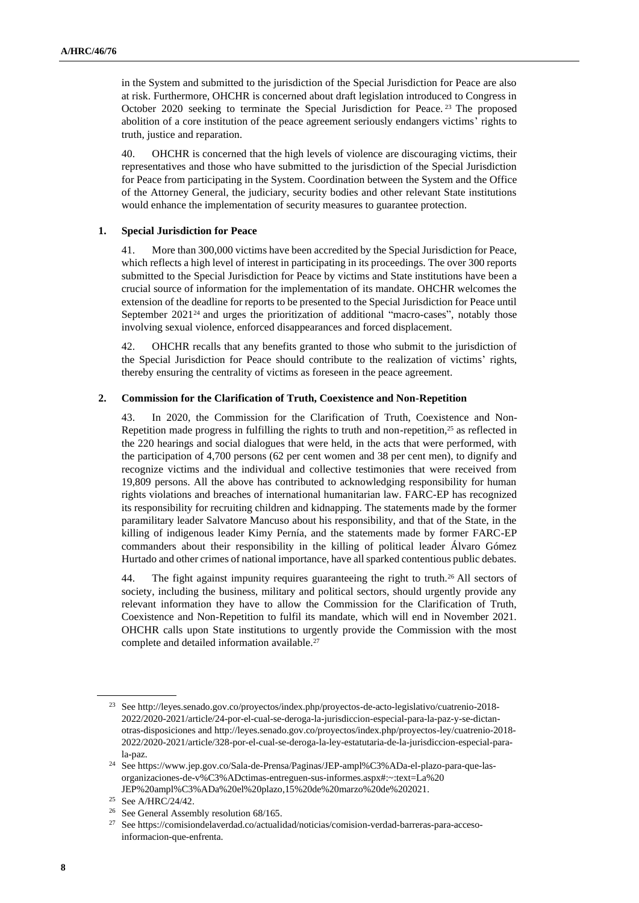in the System and submitted to the jurisdiction of the Special Jurisdiction for Peace are also at risk. Furthermore, OHCHR is concerned about draft legislation introduced to Congress in October 2020 seeking to terminate the Special Jurisdiction for Peace.[23] The proposed abolition of a core institution of the peace agreement seriously endangers victims' rights to truth, justice and reparation.

40. OHCHR is concerned that the high levels of violence are discouraging victims, their representatives and those who have submitted to the jurisdiction of the Special Jurisdiction for Peace from participating in the System. Coordination between the System and the Office of the Attorney General, the judiciary, security bodies and other relevant State institutions would enhance the implementation of security measures to guarantee protection.

### 1. Special Jurisdiction for Peace

41. More than 300,000 victims have been accredited by the Special Jurisdiction for Peace, which reflects a high level of interest in participating in its proceedings. The over 300 reports submitted to the Special Jurisdiction for Peace by victims and State institutions have been a crucial source of information for the implementation of its mandate. OHCHR welcomes the extension of the deadline for reports to be presented to the Special Jurisdiction for Peace until September 2021[24] and urges the prioritization of additional "macro-cases", notably those involving sexual violence, enforced disappearances and forced displacement.

42. OHCHR recalls that any benefits granted to those who submit to the jurisdiction of the Special Jurisdiction for Peace should contribute to the realization of victims' rights, thereby ensuring the centrality of victims as foreseen in the peace agreement.

### 2. Commission for the Clarification of Truth, Coexistence and Non-Repetition

43. In 2020, the Commission for the Clarification of Truth, Coexistence and Non-Repetition made progress in fulfilling the rights to truth and non-repetition,[25] as reflected in the 220 hearings and social dialogues that were held, in the acts that were performed, with the participation of 4,700 persons (62 per cent women and 38 per cent men), to dignify and recognize victims and the individual and collective testimonies that were received from 19,809 persons. All the above has contributed to acknowledging responsibility for human rights violations and breaches of international humanitarian law. FARC-EP has recognized its responsibility for recruiting children and kidnapping. The statements made by the former paramilitary leader Salvatore Mancuso about his responsibility, and that of the State, in the killing of indigenous leader Kimy Pernía, and the statements made by former FARC-EP commanders about their responsibility in the killing of political leader Álvaro Gómez Hurtado and other crimes of national importance, have all sparked contentious public debates.

44. The fight against impunity requires guaranteeing the right to truth.[26] All sectors of society, including the business, military and political sectors, should urgently provide any relevant information they have to allow the Commission for the Clarification of Truth, Coexistence and Non-Repetition to fulfil its mandate, which will end in November 2021. OHCHR calls upon State institutions to urgently provide the Commission with the most complete and detailed information available.[27]

---

[23] See http://leyes.senado.gov.co/proyectos/index.php/proyectos-de-acto-legislativo/cuatrenio-2018-2022/2020-2021/article/24-por-el-cual-se-deroga-la-jurisdiccion-especial-para-la-paz-y-se-dictan-otras-disposiciones and http://leyes.senado.gov.co/proyectos/index.php/proyectos-ley/cuatrenio-2018-2022/2020-2021/article/328-por-el-cual-se-deroga-la-ley-estatutaria-de-la-jurisdiccion-especial-para-la-paz.

[24] See https://www.jep.gov.co/Sala-de-Prensa/Paginas/JEP-ampl%C3%ADa-el-plazo-para-que-las-organizaciones-de-v%C3%ADctimas-entreguen-sus-informes.aspx#:~:text=La%20 JEP%20ampl%C3%ADa%20el%20plazo,15%20de%20marzo%20de%202021.

[25] See A/HRC/24/42.

[26] See General Assembly resolution 68/165.

[27] See https://comisiondelaverdad.co/actualidad/noticias/comision-verdad-barreras-para-acceso-informacion-que-enfrenta.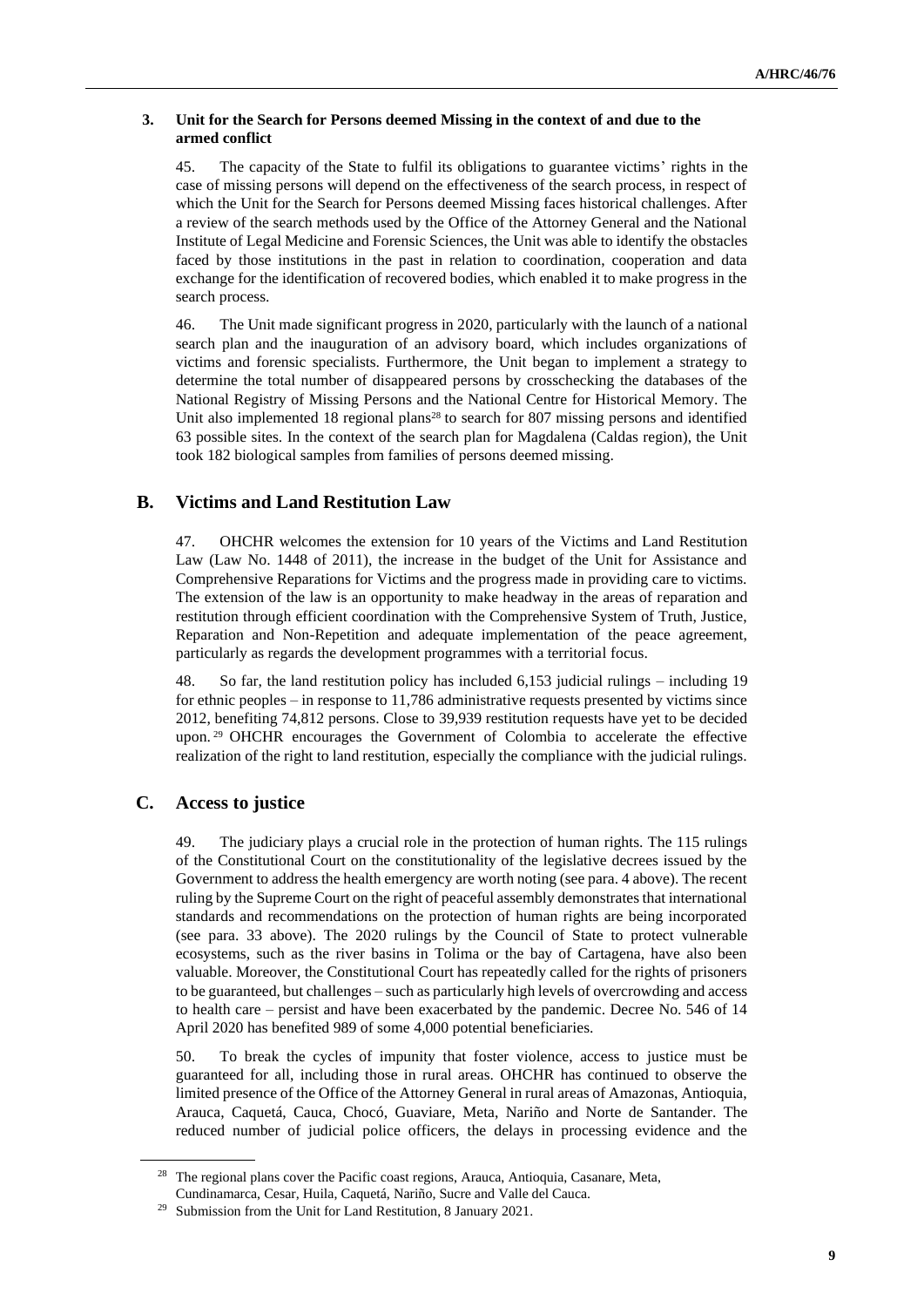### 3. Unit for the Search for Persons deemed Missing in the context of and due to the armed conflict

45. The capacity of the State to fulfil its obligations to guarantee victims' rights in the case of missing persons will depend on the effectiveness of the search process, in respect of which the Unit for the Search for Persons deemed Missing faces historical challenges. After a review of the search methods used by the Office of the Attorney General and the National Institute of Legal Medicine and Forensic Sciences, the Unit was able to identify the obstacles faced by those institutions in the past in relation to coordination, cooperation and data exchange for the identification of recovered bodies, which enabled it to make progress in the search process.

46. The Unit made significant progress in 2020, particularly with the launch of a national search plan and the inauguration of an advisory board, which includes organizations of victims and forensic specialists. Furthermore, the Unit began to implement a strategy to determine the total number of disappeared persons by crosschecking the databases of the National Registry of Missing Persons and the National Centre for Historical Memory. The Unit also implemented 18 regional plans[28] to search for 807 missing persons and identified 63 possible sites. In the context of the search plan for Magdalena (Caldas region), the Unit took 182 biological samples from families of persons deemed missing.

## B. Victims and Land Restitution Law

47. OHCHR welcomes the extension for 10 years of the Victims and Land Restitution Law (Law No. 1448 of 2011), the increase in the budget of the Unit for Assistance and Comprehensive Reparations for Victims and the progress made in providing care to victims. The extension of the law is an opportunity to make headway in the areas of reparation and restitution through efficient coordination with the Comprehensive System of Truth, Justice, Reparation and Non-Repetition and adequate implementation of the peace agreement, particularly as regards the development programmes with a territorial focus.

48. So far, the land restitution policy has included 6,153 judicial rulings – including 19 for ethnic peoples – in response to 11,786 administrative requests presented by victims since 2012, benefiting 74,812 persons. Close to 39,939 restitution requests have yet to be decided upon.[29] OHCHR encourages the Government of Colombia to accelerate the effective realization of the right to land restitution, especially the compliance with the judicial rulings.

## C. Access to justice

49. The judiciary plays a crucial role in the protection of human rights. The 115 rulings of the Constitutional Court on the constitutionality of the legislative decrees issued by the Government to address the health emergency are worth noting (see para. 4 above). The recent ruling by the Supreme Court on the right of peaceful assembly demonstrates that international standards and recommendations on the protection of human rights are being incorporated (see para. 33 above). The 2020 rulings by the Council of State to protect vulnerable ecosystems, such as the river basins in Tolima or the bay of Cartagena, have also been valuable. Moreover, the Constitutional Court has repeatedly called for the rights of prisoners to be guaranteed, but challenges – such as particularly high levels of overcrowding and access to health care – persist and have been exacerbated by the pandemic. Decree No. 546 of 14 April 2020 has benefited 989 of some 4,000 potential beneficiaries.

50. To break the cycles of impunity that foster violence, access to justice must be guaranteed for all, including those in rural areas. OHCHR has continued to observe the limited presence of the Office of the Attorney General in rural areas of Amazonas, Antioquia, Arauca, Caquetá, Cauca, Chocó, Guaviare, Meta, Nariño and Norte de Santander. The reduced number of judicial police officers, the delays in processing evidence and the

---

[28] The regional plans cover the Pacific coast regions, Arauca, Antioquia, Casanare, Meta, Cundinamarca, Cesar, Huila, Caquetá, Nariño, Sucre and Valle del Cauca.

[29] Submission from the Unit for Land Restitution, 8 January 2021.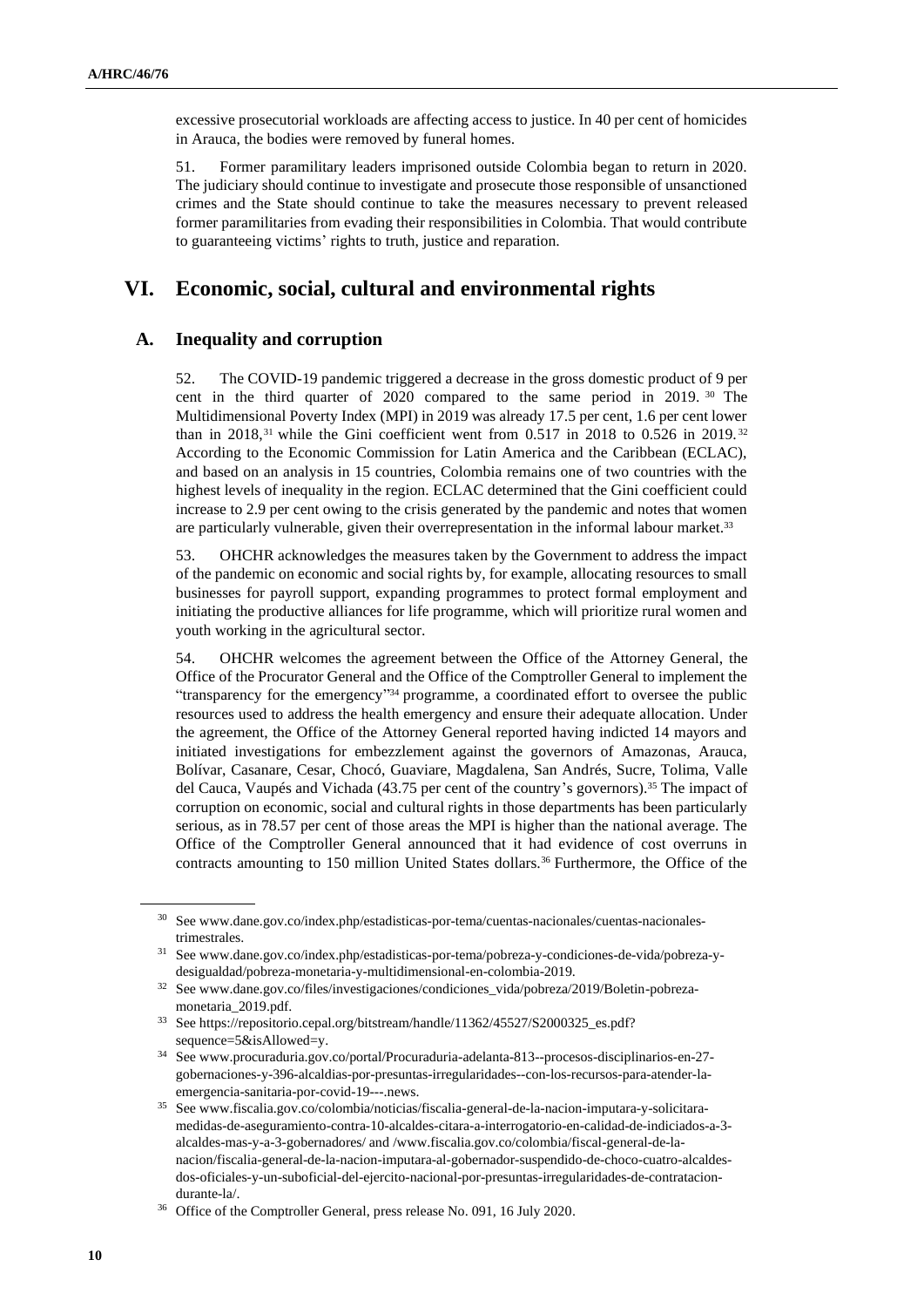excessive prosecutorial workloads are affecting access to justice. In 40 per cent of homicides in Arauca, the bodies were removed by funeral homes.

51. Former paramilitary leaders imprisoned outside Colombia began to return in 2020. The judiciary should continue to investigate and prosecute those responsible of unsanctioned crimes and the State should continue to take the measures necessary to prevent released former paramilitaries from evading their responsibilities in Colombia. That would contribute to guaranteeing victims' rights to truth, justice and reparation.

# VI. Economic, social, cultural and environmental rights

## A. Inequality and corruption

52. The COVID-19 pandemic triggered a decrease in the gross domestic product of 9 per cent in the third quarter of 2020 compared to the same period in 2019.[30] The Multidimensional Poverty Index (MPI) in 2019 was already 17.5 per cent, 1.6 per cent lower than in 2018,[31] while the Gini coefficient went from 0.517 in 2018 to 0.526 in 2019.[32] According to the Economic Commission for Latin America and the Caribbean (ECLAC), and based on an analysis in 15 countries, Colombia remains one of two countries with the highest levels of inequality in the region. ECLAC determined that the Gini coefficient could increase to 2.9 per cent owing to the crisis generated by the pandemic and notes that women are particularly vulnerable, given their overrepresentation in the informal labour market.[33]

53. OHCHR acknowledges the measures taken by the Government to address the impact of the pandemic on economic and social rights by, for example, allocating resources to small businesses for payroll support, expanding programmes to protect formal employment and initiating the productive alliances for life programme, which will prioritize rural women and youth working in the agricultural sector.

54. OHCHR welcomes the agreement between the Office of the Attorney General, the Office of the Procurator General and the Office of the Comptroller General to implement the "transparency for the emergency"[34] programme, a coordinated effort to oversee the public resources used to address the health emergency and ensure their adequate allocation. Under the agreement, the Office of the Attorney General reported having indicted 14 mayors and initiated investigations for embezzlement against the governors of Amazonas, Arauca, Bolívar, Casanare, Cesar, Chocó, Guaviare, Magdalena, San Andrés, Sucre, Tolima, Valle del Cauca, Vaupés and Vichada (43.75 per cent of the country's governors).[35] The impact of corruption on economic, social and cultural rights in those departments has been particularly serious, as in 78.57 per cent of those areas the MPI is higher than the national average. The Office of the Comptroller General announced that it had evidence of cost overruns in contracts amounting to 150 million United States dollars.[36] Furthermore, the Office of the

---

[30] See www.dane.gov.co/index.php/estadisticas-por-tema/cuentas-nacionales/cuentas-nacionales-trimestrales.

[31] See www.dane.gov.co/index.php/estadisticas-por-tema/pobreza-y-condiciones-de-vida/pobreza-y-desigualdad/pobreza-monetaria-y-multidimensional-en-colombia-2019.

[32] See www.dane.gov.co/files/investigaciones/condiciones_vida/pobreza/2019/Boletin-pobreza-monetaria_2019.pdf.

[33] See https://repositorio.cepal.org/bitstream/handle/11362/45527/S2000325_es.pdf?sequence=5&isAllowed=y.

[34] See www.procuraduria.gov.co/portal/Procuraduria-adelanta-813--procesos-disciplinarios-en-27-gobernaciones-y-396-alcaldias-por-presuntas-irregularidades--con-los-recursos-para-atender-la-emergencia-sanitaria-por-covid-19---.news.

[35] See www.fiscalia.gov.co/colombia/noticias/fiscalia-general-de-la-nacion-imputara-y-solicitara-medidas-de-aseguramiento-contra-10-alcaldes-citara-a-interrogatorio-en-calidad-de-indiciados-a-3-alcaldes-mas-y-a-3-gobernadores/ and /www.fiscalia.gov.co/colombia/fiscal-general-de-la-nacion/fiscalia-general-de-la-nacion-imputara-al-gobernador-suspendido-de-choco-cuatro-alcaldes-dos-oficiales-y-un-suboficial-del-ejercito-nacional-por-presuntas-irregularidades-de-contratacion-durante-la/.

[36] Office of the Comptroller General, press release No. 091, 16 July 2020.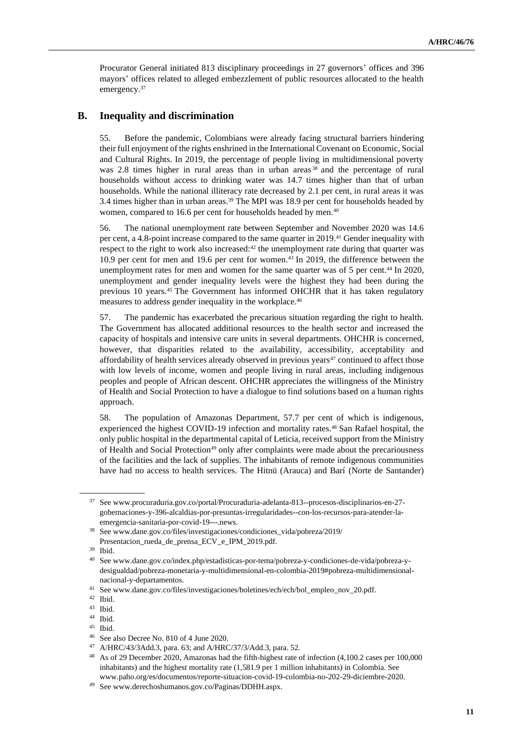Procurator General initiated 813 disciplinary proceedings in 27 governors' offices and 396 mayors' offices related to alleged embezzlement of public resources allocated to the health emergency.[37]

## B. Inequality and discrimination

55. Before the pandemic, Colombians were already facing structural barriers hindering their full enjoyment of the rights enshrined in the International Covenant on Economic, Social and Cultural Rights. In 2019, the percentage of people living in multidimensional poverty was 2.8 times higher in rural areas than in urban areas[38] and the percentage of rural households without access to drinking water was 14.7 times higher than that of urban households. While the national illiteracy rate decreased by 2.1 per cent, in rural areas it was 3.4 times higher than in urban areas.[39] The MPI was 18.9 per cent for households headed by women, compared to 16.6 per cent for households headed by men.[40]

56. The national unemployment rate between September and November 2020 was 14.6 per cent, a 4.8-point increase compared to the same quarter in 2019.[41] Gender inequality with respect to the right to work also increased:[42] the unemployment rate during that quarter was 10.9 per cent for men and 19.6 per cent for women.[43] In 2019, the difference between the unemployment rates for men and women for the same quarter was of 5 per cent.[44] In 2020, unemployment and gender inequality levels were the highest they had been during the previous 10 years.[45] The Government has informed OHCHR that it has taken regulatory measures to address gender inequality in the workplace.[46]

57. The pandemic has exacerbated the precarious situation regarding the right to health. The Government has allocated additional resources to the health sector and increased the capacity of hospitals and intensive care units in several departments. OHCHR is concerned, however, that disparities related to the availability, accessibility, acceptability and affordability of health services already observed in previous years[47] continued to affect those with low levels of income, women and people living in rural areas, including indigenous peoples and people of African descent. OHCHR appreciates the willingness of the Ministry of Health and Social Protection to have a dialogue to find solutions based on a human rights approach.

58. The population of Amazonas Department, 57.7 per cent of which is indigenous, experienced the highest COVID-19 infection and mortality rates.[48] San Rafael hospital, the only public hospital in the departmental capital of Leticia, received support from the Ministry of Health and Social Protection[49] only after complaints were made about the precariousness of the facilities and the lack of supplies. The inhabitants of remote indigenous communities have had no access to health services. The Hitnü (Arauca) and Barí (Norte de Santander)

---

[37] See www.procuraduria.gov.co/portal/Procuraduria-adelanta-813--procesos-disciplinarios-en-27-gobernaciones-y-396-alcaldias-por-presuntas-irregularidades--con-los-recursos-para-atender-la-emergencia-sanitaria-por-covid-19---.news.

[38] See www.dane.gov.co/files/investigaciones/condiciones_vida/pobreza/2019/Presentacion_rueda_de_prensa_ECV_e_IPM_2019.pdf.

[39] Ibid.

[40] See www.dane.gov.co/index.php/estadisticas-por-tema/pobreza-y-condiciones-de-vida/pobreza-y-desigualdad/pobreza-monetaria-y-multidimensional-en-colombia-2019#pobreza-multidimensional-nacional-y-departamentos.

[41] See www.dane.gov.co/files/investigaciones/boletines/ech/ech/bol_empleo_nov_20.pdf.

[42] Ibid.

[43] Ibid.

[44] Ibid.

[45] Ibid.

[46] See also Decree No. 810 of 4 June 2020.

[47] A/HRC/43/3Add.3, para. 63; and A/HRC/37/3/Add.3, para. 52.

[48] As of 29 December 2020, Amazonas had the fifth-highest rate of infection (4,100.2 cases per 100,000 inhabitants) and the highest mortality rate (1,581.9 per 1 million inhabitants) in Colombia. See www.paho.org/es/documentos/reporte-situacion-covid-19-colombia-no-202-29-diciembre-2020.

[49] See www.derechoshumanos.gov.co/Paginas/DDHH.aspx.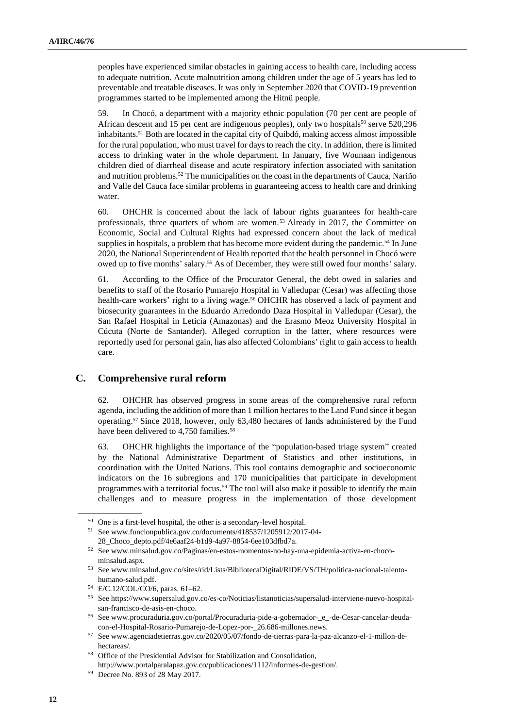peoples have experienced similar obstacles in gaining access to health care, including access to adequate nutrition. Acute malnutrition among children under the age of 5 years has led to preventable and treatable diseases. It was only in September 2020 that COVID-19 prevention programmes started to be implemented among the Hitnü people.

59. In Chocó, a department with a majority ethnic population (70 per cent are people of African descent and 15 per cent are indigenous peoples), only two hospitals[50] serve 520,296 inhabitants.[51] Both are located in the capital city of Quibdó, making access almost impossible for the rural population, who must travel for days to reach the city. In addition, there is limited access to drinking water in the whole department. In January, five Wounaan indigenous children died of diarrheal disease and acute respiratory infection associated with sanitation and nutrition problems.[52] The municipalities on the coast in the departments of Cauca, Nariño and Valle del Cauca face similar problems in guaranteeing access to health care and drinking water.

60. OHCHR is concerned about the lack of labour rights guarantees for health-care professionals, three quarters of whom are women.[53] Already in 2017, the Committee on Economic, Social and Cultural Rights had expressed concern about the lack of medical supplies in hospitals, a problem that has become more evident during the pandemic.[54] In June 2020, the National Superintendent of Health reported that the health personnel in Chocó were owed up to five months' salary.[55] As of December, they were still owed four months' salary.

61. According to the Office of the Procurator General, the debt owed in salaries and benefits to staff of the Rosario Pumarejo Hospital in Valledupar (Cesar) was affecting those health-care workers' right to a living wage.[56] OHCHR has observed a lack of payment and biosecurity guarantees in the Eduardo Arredondo Daza Hospital in Valledupar (Cesar), the San Rafael Hospital in Leticia (Amazonas) and the Erasmo Meoz University Hospital in Cúcuta (Norte de Santander). Alleged corruption in the latter, where resources were reportedly used for personal gain, has also affected Colombians' right to gain access to health care.

## C. Comprehensive rural reform

62. OHCHR has observed progress in some areas of the comprehensive rural reform agenda, including the addition of more than 1 million hectares to the Land Fund since it began operating.[57] Since 2018, however, only 63,480 hectares of lands administered by the Fund have been delivered to 4,750 families.[58]

63. OHCHR highlights the importance of the "population-based triage system" created by the National Administrative Department of Statistics and other institutions, in coordination with the United Nations. This tool contains demographic and socioeconomic indicators on the 16 subregions and 170 municipalities that participate in development programmes with a territorial focus.[59] The tool will also make it possible to identify the main challenges and to measure progress in the implementation of those development

---

[50] One is a first-level hospital, the other is a secondary-level hospital.

[51] See www.funcionpublica.gov.co/documents/418537/1205912/2017-04-28_Choco_depto.pdf/4e6aaf24-b1d9-4a97-8854-6ee103dfbd7a.

[52] See www.minsalud.gov.co/Paginas/en-estos-momentos-no-hay-una-epidemia-activa-en-choco-minsalud.aspx.

[53] See www.minsalud.gov.co/sites/rid/Lists/BibliotecaDigital/RIDE/VS/TH/politica-nacional-talento-humano-salud.pdf.

[54] E/C.12/COL/CO/6, paras. 61–62.

[55] See https://www.supersalud.gov.co/es-co/Noticias/listanoticias/supersalud-interviene-nuevo-hospital-san-francisco-de-asis-en-choco.

[56] See www.procuraduria.gov.co/portal/Procuraduria-pide-a-gobernador-_e_-de-Cesar-cancelar-deuda-con-el-Hospital-Rosario-Pumarejo-de-Lopez-por-_26.686-millones.news.

[57] See www.agenciadetierras.gov.co/2020/05/07/fondo-de-tierras-para-la-paz-alcanzo-el-1-millon-de-hectareas/.

[58] Office of the Presidential Advisor for Stabilization and Consolidation, http://www.portalparalapaz.gov.co/publicaciones/1112/informes-de-gestion/.

[59] Decree No. 893 of 28 May 2017.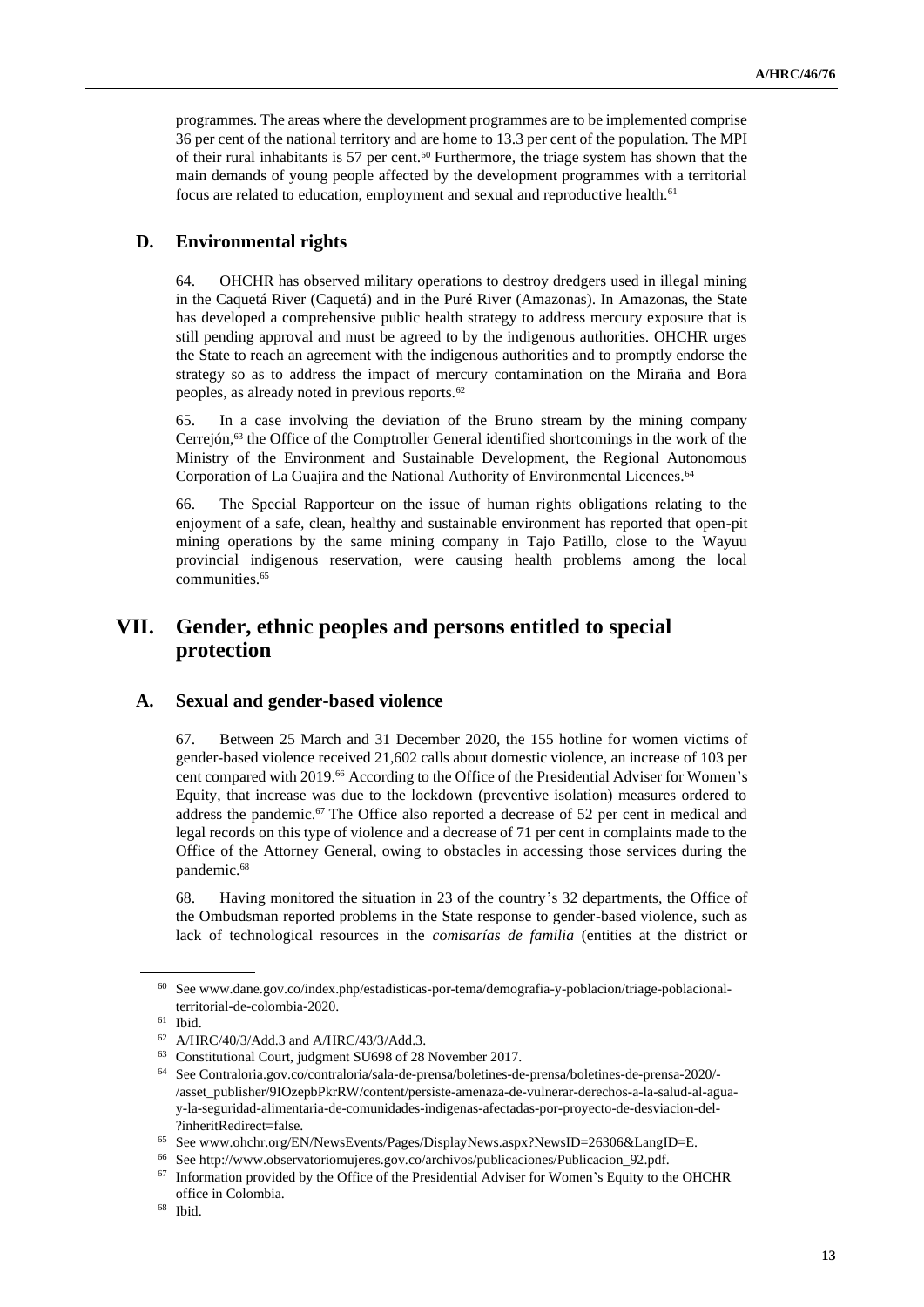programmes. The areas where the development programmes are to be implemented comprise 36 per cent of the national territory and are home to 13.3 per cent of the population. The MPI of their rural inhabitants is 57 per cent.[60] Furthermore, the triage system has shown that the main demands of young people affected by the development programmes with a territorial focus are related to education, employment and sexual and reproductive health.[61]

## D. Environmental rights

64. OHCHR has observed military operations to destroy dredgers used in illegal mining in the Caquetá River (Caquetá) and in the Puré River (Amazonas). In Amazonas, the State has developed a comprehensive public health strategy to address mercury exposure that is still pending approval and must be agreed to by the indigenous authorities. OHCHR urges the State to reach an agreement with the indigenous authorities and to promptly endorse the strategy so as to address the impact of mercury contamination on the Miraña and Bora peoples, as already noted in previous reports.[62]

65. In a case involving the deviation of the Bruno stream by the mining company Cerrejón,[63] the Office of the Comptroller General identified shortcomings in the work of the Ministry of the Environment and Sustainable Development, the Regional Autonomous Corporation of La Guajira and the National Authority of Environmental Licences.[64]

66. The Special Rapporteur on the issue of human rights obligations relating to the enjoyment of a safe, clean, healthy and sustainable environment has reported that open-pit mining operations by the same mining company in Tajo Patillo, close to the Wayuu provincial indigenous reservation, were causing health problems among the local communities.[65]

# VII. Gender, ethnic peoples and persons entitled to special protection

## A. Sexual and gender-based violence

67. Between 25 March and 31 December 2020, the 155 hotline for women victims of gender-based violence received 21,602 calls about domestic violence, an increase of 103 per cent compared with 2019.[66] According to the Office of the Presidential Adviser for Women's Equity, that increase was due to the lockdown (preventive isolation) measures ordered to address the pandemic.[67] The Office also reported a decrease of 52 per cent in medical and legal records on this type of violence and a decrease of 71 per cent in complaints made to the Office of the Attorney General, owing to obstacles in accessing those services during the pandemic.[68]

68. Having monitored the situation in 23 of the country's 32 departments, the Office of the Ombudsman reported problems in the State response to gender-based violence, such as lack of technological resources in the *comisarías de familia* (entities at the district or

---

[60] See www.dane.gov.co/index.php/estadisticas-por-tema/demografia-y-poblacion/triage-poblacional-territorial-de-colombia-2020.

[61] Ibid.

[62] A/HRC/40/3/Add.3 and A/HRC/43/3/Add.3.

[63] Constitutional Court, judgment SU698 of 28 November 2017.

[64] See Contraloria.gov.co/contraloria/sala-de-prensa/boletines-de-prensa/boletines-de-prensa-2020/-/asset_publisher/9IOzepbPkrRW/content/persiste-amenaza-de-vulnerar-derechos-a-la-salud-al-agua-y-la-seguridad-alimentaria-de-comunidades-indigenas-afectadas-por-proyecto-de-desviacion-del-?inheritRedirect=false.

[65] See www.ohchr.org/EN/NewsEvents/Pages/DisplayNews.aspx?NewsID=26306&LangID=E.

[66] See http://www.observatoriomujeres.gov.co/archivos/publicaciones/Publicacion_92.pdf.

[67] Information provided by the Office of the Presidential Adviser for Women's Equity to the OHCHR office in Colombia.

[68] Ibid.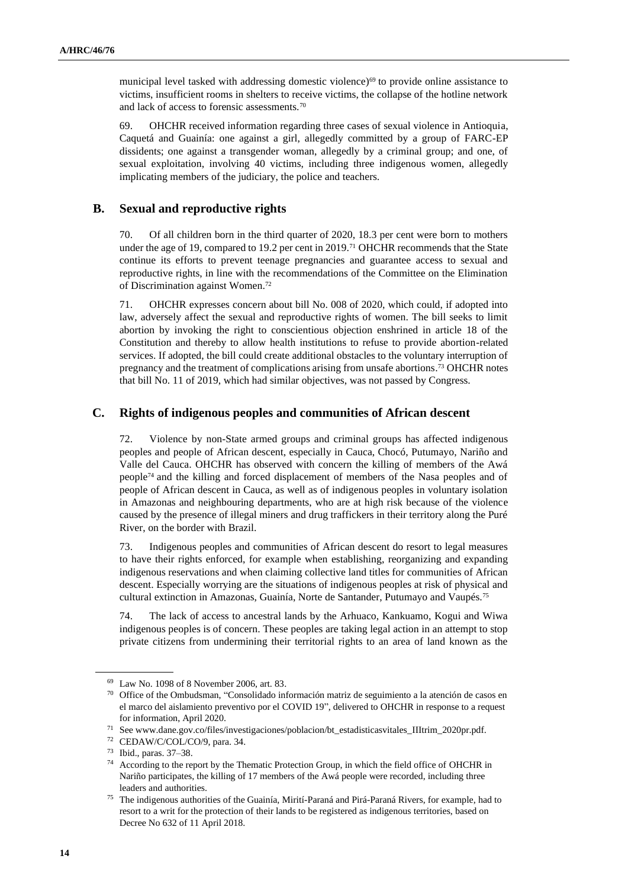municipal level tasked with addressing domestic violence)[69] to provide online assistance to victims, insufficient rooms in shelters to receive victims, the collapse of the hotline network and lack of access to forensic assessments.[70]

69. OHCHR received information regarding three cases of sexual violence in Antioquia, Caquetá and Guainía: one against a girl, allegedly committed by a group of FARC-EP dissidents; one against a transgender woman, allegedly by a criminal group; and one, of sexual exploitation, involving 40 victims, including three indigenous women, allegedly implicating members of the judiciary, the police and teachers.

## B. Sexual and reproductive rights

70. Of all children born in the third quarter of 2020, 18.3 per cent were born to mothers under the age of 19, compared to 19.2 per cent in 2019.[71] OHCHR recommends that the State continue its efforts to prevent teenage pregnancies and guarantee access to sexual and reproductive rights, in line with the recommendations of the Committee on the Elimination of Discrimination against Women.[72]

71. OHCHR expresses concern about bill No. 008 of 2020, which could, if adopted into law, adversely affect the sexual and reproductive rights of women. The bill seeks to limit abortion by invoking the right to conscientious objection enshrined in article 18 of the Constitution and thereby to allow health institutions to refuse to provide abortion-related services. If adopted, the bill could create additional obstacles to the voluntary interruption of pregnancy and the treatment of complications arising from unsafe abortions.[73] OHCHR notes that bill No. 11 of 2019, which had similar objectives, was not passed by Congress.

## C. Rights of indigenous peoples and communities of African descent

72. Violence by non-State armed groups and criminal groups has affected indigenous peoples and people of African descent, especially in Cauca, Chocó, Putumayo, Nariño and Valle del Cauca. OHCHR has observed with concern the killing of members of the Awá people[74] and the killing and forced displacement of members of the Nasa peoples and of people of African descent in Cauca, as well as of indigenous peoples in voluntary isolation in Amazonas and neighbouring departments, who are at high risk because of the violence caused by the presence of illegal miners and drug traffickers in their territory along the Puré River, on the border with Brazil.

73. Indigenous peoples and communities of African descent do resort to legal measures to have their rights enforced, for example when establishing, reorganizing and expanding indigenous reservations and when claiming collective land titles for communities of African descent. Especially worrying are the situations of indigenous peoples at risk of physical and cultural extinction in Amazonas, Guainía, Norte de Santander, Putumayo and Vaupés.[75]

74. The lack of access to ancestral lands by the Arhuaco, Kankuamo, Kogui and Wiwa indigenous peoples is of concern. These peoples are taking legal action in an attempt to stop private citizens from undermining their territorial rights to an area of land known as the

---

[69] Law No. 1098 of 8 November 2006, art. 83.

[70] Office of the Ombudsman, "Consolidado información matriz de seguimiento a la atención de casos en el marco del aislamiento preventivo por el COVID 19", delivered to OHCHR in response to a request for information, April 2020.

[71] See www.dane.gov.co/files/investigaciones/poblacion/bt_estadisticasvitales_IIItrim_2020pr.pdf.

[72] CEDAW/C/COL/CO/9, para. 34.

[73] Ibid., paras. 37–38.

[74] According to the report by the Thematic Protection Group, in which the field office of OHCHR in Nariño participates, the killing of 17 members of the Awá people were recorded, including three leaders and authorities.

[75] The indigenous authorities of the Guainía, Mirití-Paraná and Pirá-Paraná Rivers, for example, had to resort to a writ for the protection of their lands to be registered as indigenous territories, based on Decree No 632 of 11 April 2018.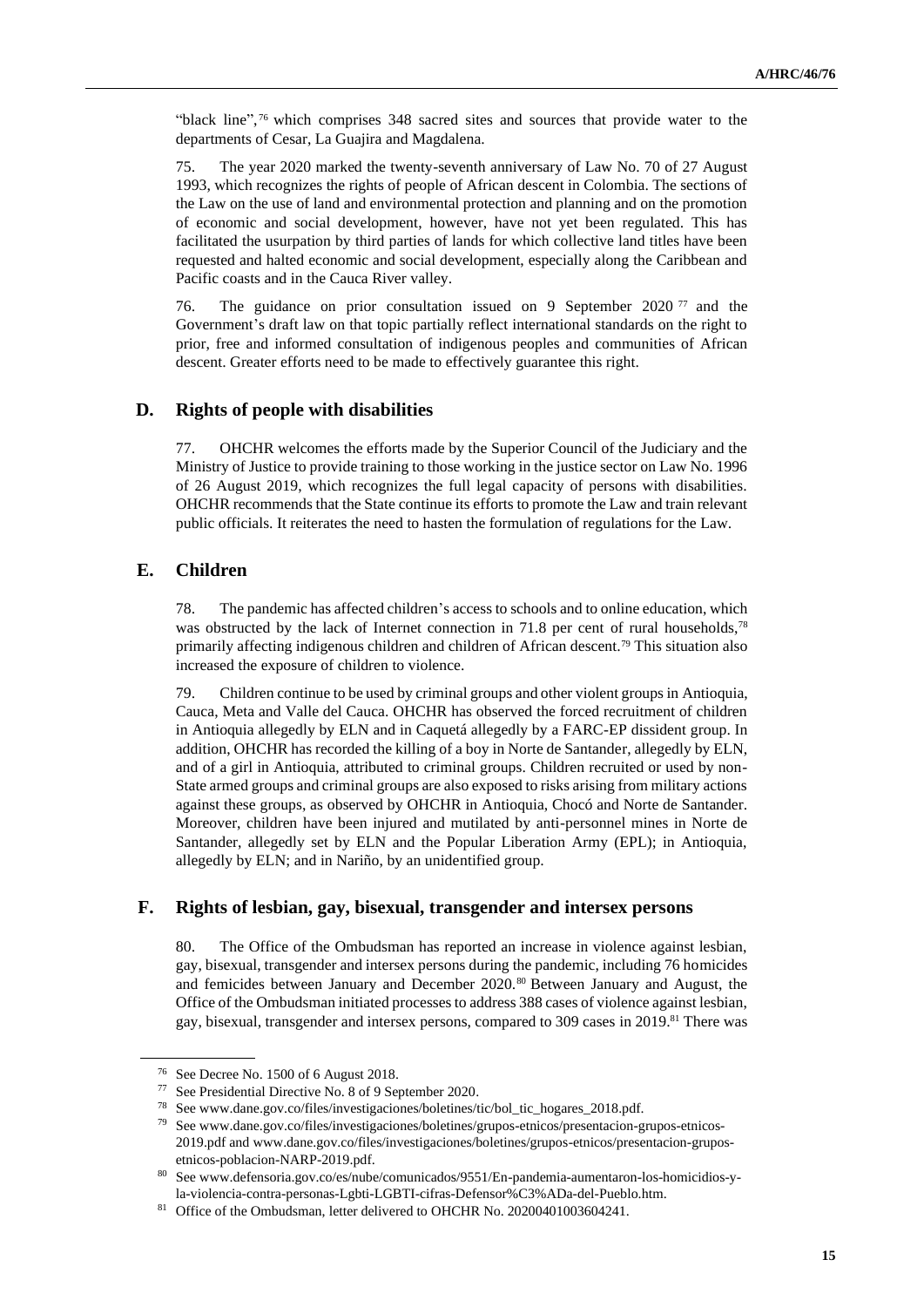"black line",[76] which comprises 348 sacred sites and sources that provide water to the departments of Cesar, La Guajira and Magdalena.

75. The year 2020 marked the twenty-seventh anniversary of Law No. 70 of 27 August 1993, which recognizes the rights of people of African descent in Colombia. The sections of the Law on the use of land and environmental protection and planning and on the promotion of economic and social development, however, have not yet been regulated. This has facilitated the usurpation by third parties of lands for which collective land titles have been requested and halted economic and social development, especially along the Caribbean and Pacific coasts and in the Cauca River valley.

76. The guidance on prior consultation issued on 9 September 2020[77] and the Government's draft law on that topic partially reflect international standards on the right to prior, free and informed consultation of indigenous peoples and communities of African descent. Greater efforts need to be made to effectively guarantee this right.

## D. Rights of people with disabilities

77. OHCHR welcomes the efforts made by the Superior Council of the Judiciary and the Ministry of Justice to provide training to those working in the justice sector on Law No. 1996 of 26 August 2019, which recognizes the full legal capacity of persons with disabilities. OHCHR recommends that the State continue its efforts to promote the Law and train relevant public officials. It reiterates the need to hasten the formulation of regulations for the Law.

## E. Children

78. The pandemic has affected children's access to schools and to online education, which was obstructed by the lack of Internet connection in 71.8 per cent of rural households,[78] primarily affecting indigenous children and children of African descent.[79] This situation also increased the exposure of children to violence.

79. Children continue to be used by criminal groups and other violent groups in Antioquia, Cauca, Meta and Valle del Cauca. OHCHR has observed the forced recruitment of children in Antioquia allegedly by ELN and in Caquetá allegedly by a FARC-EP dissident group. In addition, OHCHR has recorded the killing of a boy in Norte de Santander, allegedly by ELN, and of a girl in Antioquia, attributed to criminal groups. Children recruited or used by non-State armed groups and criminal groups are also exposed to risks arising from military actions against these groups, as observed by OHCHR in Antioquia, Chocó and Norte de Santander. Moreover, children have been injured and mutilated by anti-personnel mines in Norte de Santander, allegedly set by ELN and the Popular Liberation Army (EPL); in Antioquia, allegedly by ELN; and in Nariño, by an unidentified group.

## F. Rights of lesbian, gay, bisexual, transgender and intersex persons

80. The Office of the Ombudsman has reported an increase in violence against lesbian, gay, bisexual, transgender and intersex persons during the pandemic, including 76 homicides and femicides between January and December 2020.[80] Between January and August, the Office of the Ombudsman initiated processes to address 388 cases of violence against lesbian, gay, bisexual, transgender and intersex persons, compared to 309 cases in 2019.[81] There was

---

[76] See Decree No. 1500 of 6 August 2018.

[77] See Presidential Directive No. 8 of 9 September 2020.

[78] See www.dane.gov.co/files/investigaciones/boletines/tic/bol_tic_hogares_2018.pdf.

[79] See www.dane.gov.co/files/investigaciones/boletines/grupos-etnicos/presentacion-grupos-etnicos-2019.pdf and www.dane.gov.co/files/investigaciones/boletines/grupos-etnicos/presentacion-grupos-etnicos-poblacion-NARP-2019.pdf.

[80] See www.defensoria.gov.co/es/nube/comunicados/9551/En-pandemia-aumentaron-los-homicidios-y-la-violencia-contra-personas-Lgbti-LGBTI-cifras-Defensor%C3%ADa-del-Pueblo.htm.

[81] Office of the Ombudsman, letter delivered to OHCHR No. 20200401003604241.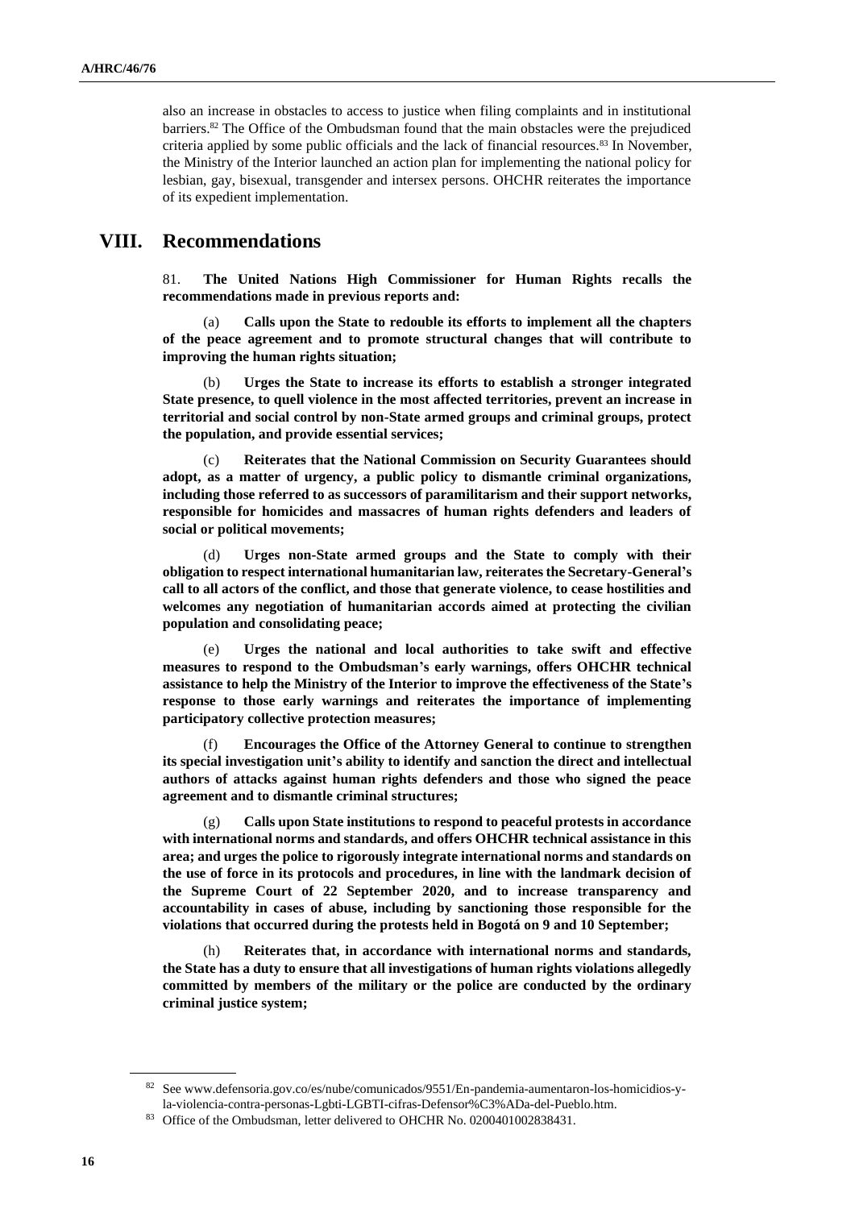also an increase in obstacles to access to justice when filing complaints and in institutional barriers.[82] The Office of the Ombudsman found that the main obstacles were the prejudiced criteria applied by some public officials and the lack of financial resources.[83] In November, the Ministry of the Interior launched an action plan for implementing the national policy for lesbian, gay, bisexual, transgender and intersex persons. OHCHR reiterates the importance of its expedient implementation.

# VIII. Recommendations

81. **The United Nations High Commissioner for Human Rights recalls the recommendations made in previous reports and:**

(a) **Calls upon the State to redouble its efforts to implement all the chapters of the peace agreement and to promote structural changes that will contribute to improving the human rights situation;**

(b) **Urges the State to increase its efforts to establish a stronger integrated State presence, to quell violence in the most affected territories, prevent an increase in territorial and social control by non-State armed groups and criminal groups, protect the population, and provide essential services;**

(c) **Reiterates that the National Commission on Security Guarantees should adopt, as a matter of urgency, a public policy to dismantle criminal organizations, including those referred to as successors of paramilitarism and their support networks, responsible for homicides and massacres of human rights defenders and leaders of social or political movements;**

(d) **Urges non-State armed groups and the State to comply with their obligation to respect international humanitarian law, reiterates the Secretary-General's call to all actors of the conflict, and those that generate violence, to cease hostilities and welcomes any negotiation of humanitarian accords aimed at protecting the civilian population and consolidating peace;**

(e) **Urges the national and local authorities to take swift and effective measures to respond to the Ombudsman's early warnings, offers OHCHR technical assistance to help the Ministry of the Interior to improve the effectiveness of the State's response to those early warnings and reiterates the importance of implementing participatory collective protection measures;**

(f) **Encourages the Office of the Attorney General to continue to strengthen its special investigation unit's ability to identify and sanction the direct and intellectual authors of attacks against human rights defenders and those who signed the peace agreement and to dismantle criminal structures;**

(g) **Calls upon State institutions to respond to peaceful protests in accordance with international norms and standards, and offers OHCHR technical assistance in this area; and urges the police to rigorously integrate international norms and standards on the use of force in its protocols and procedures, in line with the landmark decision of the Supreme Court of 22 September 2020, and to increase transparency and accountability in cases of abuse, including by sanctioning those responsible for the violations that occurred during the protests held in Bogotá on 9 and 10 September;**

(h) **Reiterates that, in accordance with international norms and standards, the State has a duty to ensure that all investigations of human rights violations allegedly committed by members of the military or the police are conducted by the ordinary criminal justice system;**

---

[82] See www.defensoria.gov.co/es/nube/comunicados/9551/En-pandemia-aumentaron-los-homicidios-y-la-violencia-contra-personas-Lgbti-LGBTI-cifras-Defensor%C3%ADa-del-Pueblo.htm.

[83] Office of the Ombudsman, letter delivered to OHCHR No. 0200401002838431.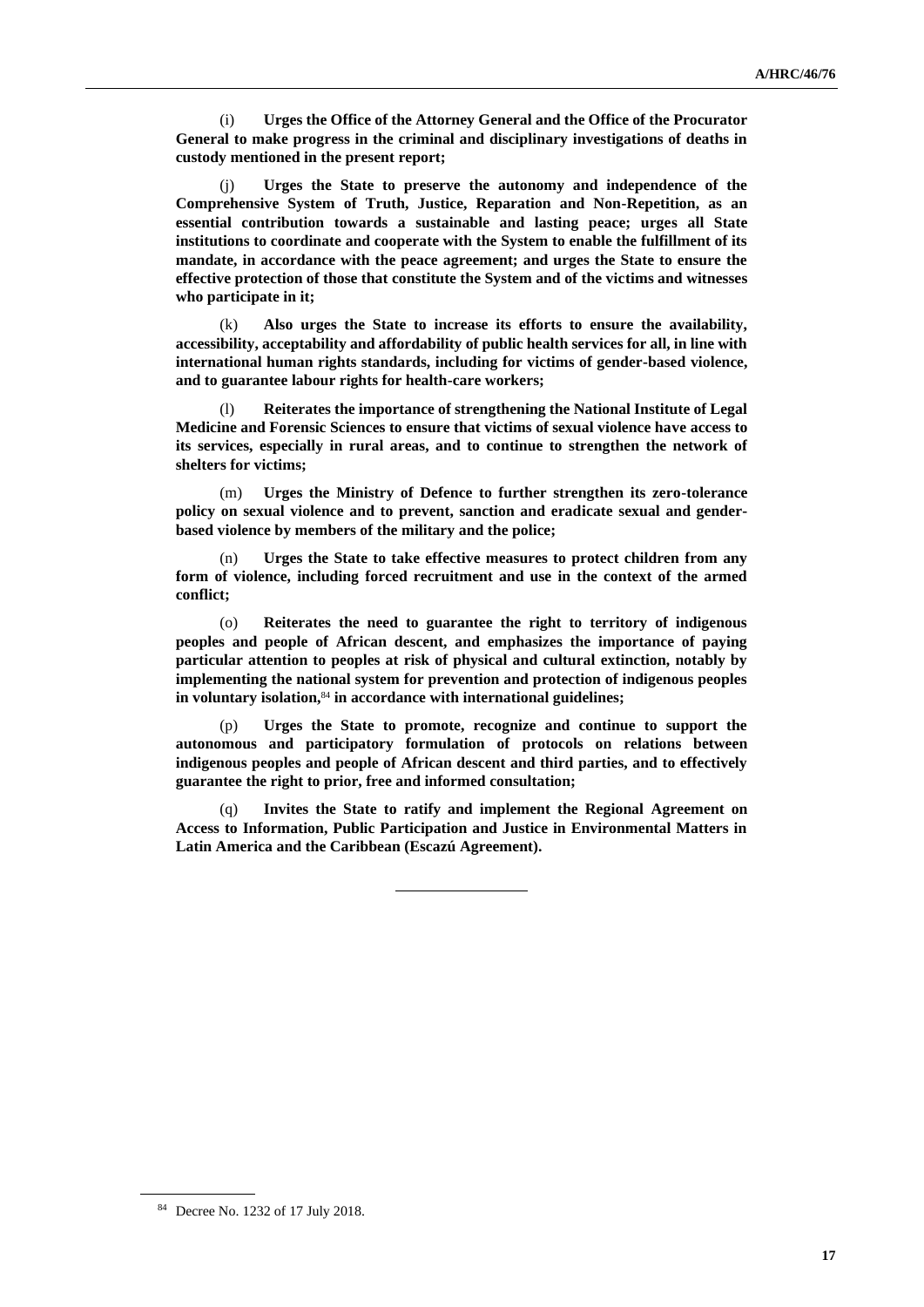(i) **Urges the Office of the Attorney General and the Office of the Procurator General to make progress in the criminal and disciplinary investigations of deaths in custody mentioned in the present report;**

(j) **Urges the State to preserve the autonomy and independence of the Comprehensive System of Truth, Justice, Reparation and Non-Repetition, as an essential contribution towards a sustainable and lasting peace; urges all State institutions to coordinate and cooperate with the System to enable the fulfillment of its mandate, in accordance with the peace agreement; and urges the State to ensure the effective protection of those that constitute the System and of the victims and witnesses who participate in it;**

(k) **Also urges the State to increase its efforts to ensure the availability, accessibility, acceptability and affordability of public health services for all, in line with international human rights standards, including for victims of gender-based violence, and to guarantee labour rights for health-care workers;**

(l) **Reiterates the importance of strengthening the National Institute of Legal Medicine and Forensic Sciences to ensure that victims of sexual violence have access to its services, especially in rural areas, and to continue to strengthen the network of shelters for victims;**

(m) **Urges the Ministry of Defence to further strengthen its zero-tolerance policy on sexual violence and to prevent, sanction and eradicate sexual and gender-based violence by members of the military and the police;**

(n) **Urges the State to take effective measures to protect children from any form of violence, including forced recruitment and use in the context of the armed conflict;**

(o) **Reiterates the need to guarantee the right to territory of indigenous peoples and people of African descent, and emphasizes the importance of paying particular attention to peoples at risk of physical and cultural extinction, notably by implementing the national system for prevention and protection of indigenous peoples in voluntary isolation,[84] in accordance with international guidelines;**

(p) **Urges the State to promote, recognize and continue to support the autonomous and participatory formulation of protocols on relations between indigenous peoples and people of African descent and third parties, and to effectively guarantee the right to prior, free and informed consultation;**

(q) **Invites the State to ratify and implement the Regional Agreement on Access to Information, Public Participation and Justice in Environmental Matters in Latin America and the Caribbean (Escazú Agreement).**

---

[84] Decree No. 1232 of 17 July 2018.